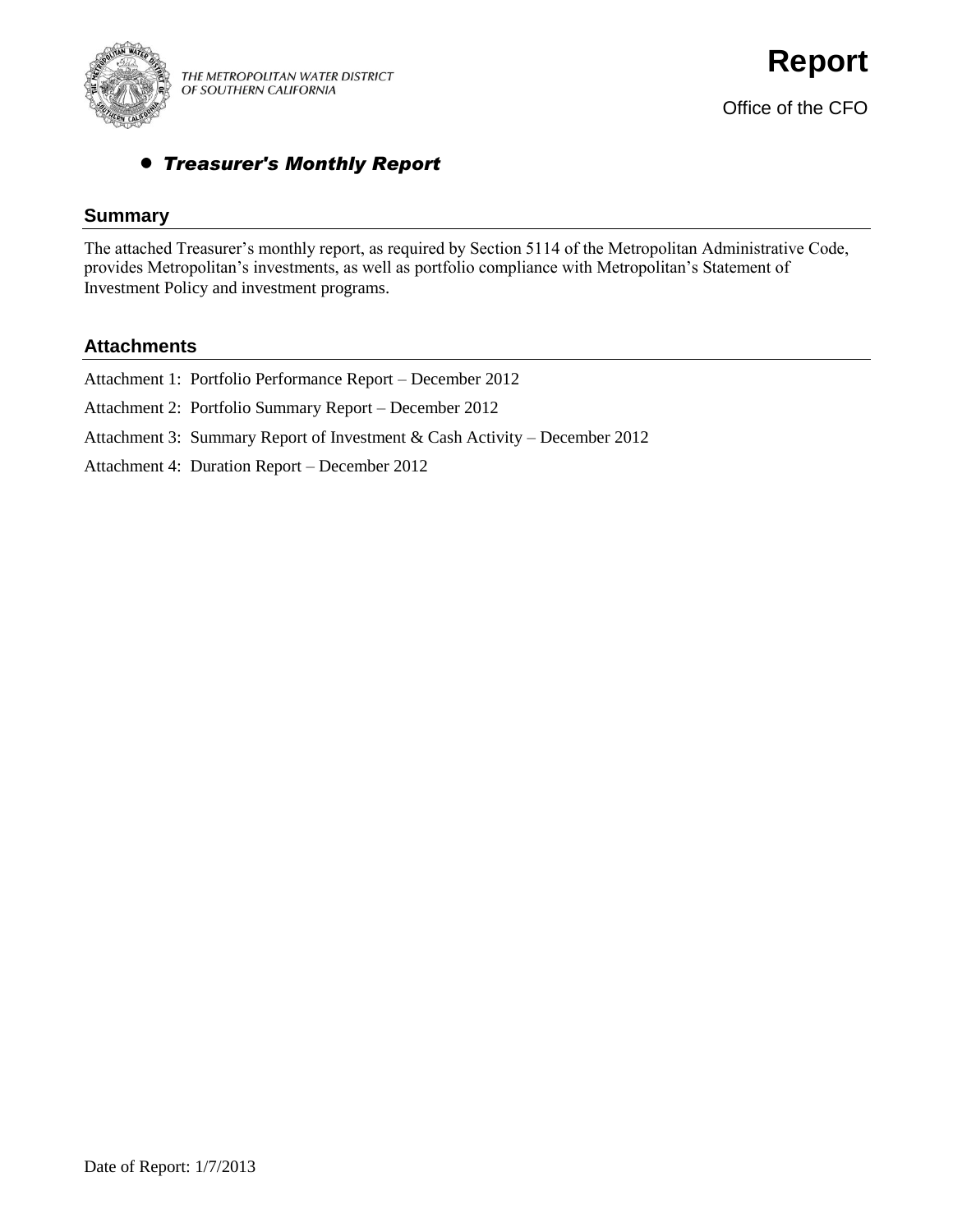THE METROPOLITAN WATER DISTRICT OF SOUTHERN CALIFORNIA

# Report

Office of the CFO

- ***Treasurer's Monthly Report***

## Summary

The attached Treasurer's monthly report, as required by Section 5114 of the Metropolitan Administrative Code, provides Metropolitan's investments, as well as portfolio compliance with Metropolitan's Statement of Investment Policy and investment programs.

## Attachments

Attachment 1: Portfolio Performance Report – December 2012

Attachment 2: Portfolio Summary Report – December 2012

Attachment 3: Summary Report of Investment & Cash Activity – December 2012

Attachment 4: Duration Report – December 2012

Date of Report: 1/7/2013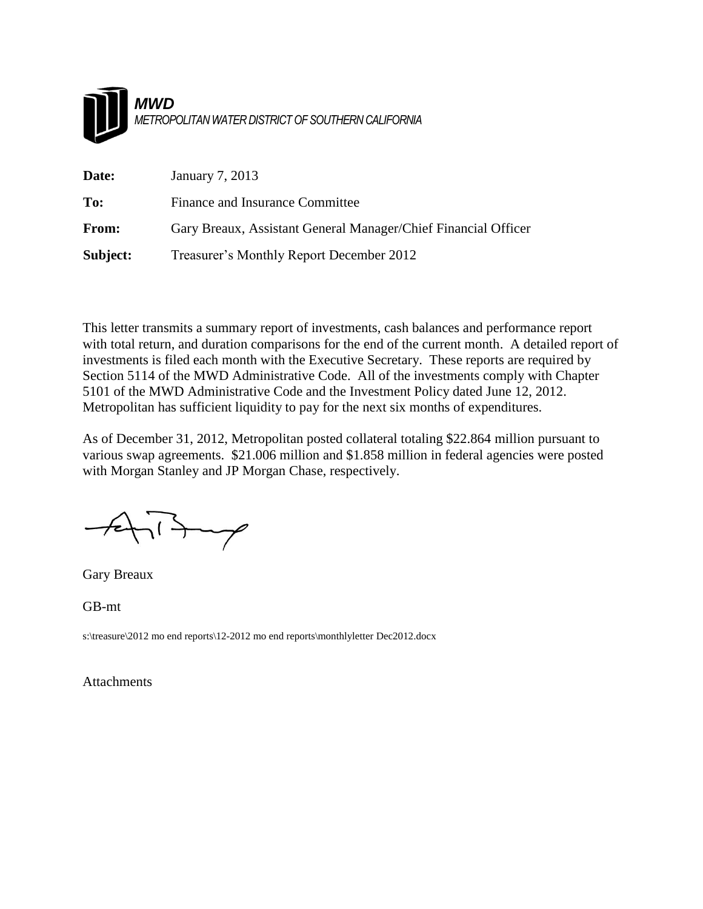***MWD***
*METROPOLITAN WATER DISTRICT OF SOUTHERN CALIFORNIA*

| | |
|---|---|
| **Date:** | January 7, 2013 |
| **To:** | Finance and Insurance Committee |
| **From:** | Gary Breaux, Assistant General Manager/Chief Financial Officer |
| **Subject:** | Treasurer's Monthly Report December 2012 |

This letter transmits a summary report of investments, cash balances and performance report with total return, and duration comparisons for the end of the current month. A detailed report of investments is filed each month with the Executive Secretary. These reports are required by Section 5114 of the MWD Administrative Code. All of the investments comply with Chapter 5101 of the MWD Administrative Code and the Investment Policy dated June 12, 2012. Metropolitan has sufficient liquidity to pay for the next six months of expenditures.

As of December 31, 2012, Metropolitan posted collateral totaling $22.864 million pursuant to various swap agreements. $21.006 million and $1.858 million in federal agencies were posted with Morgan Stanley and JP Morgan Chase, respectively.

Gary Breaux

GB-mt

s:\treasure\2012 mo end reports\12-2012 mo end reports\monthlyletter Dec2012.docx

Attachments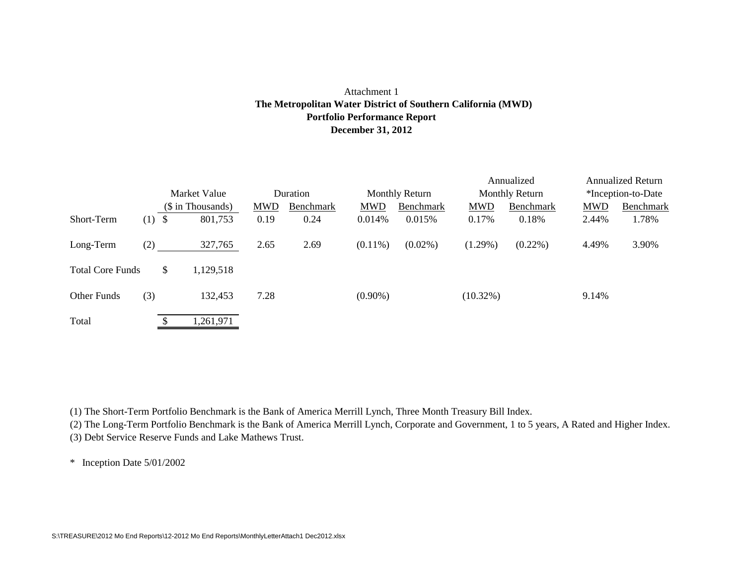Attachment 1

**The Metropolitan Water District of Southern California (MWD)**

**Portfolio Performance Report**

**December 31, 2012**

| | | Market Value ($ in Thousands) | Duration | | Monthly Return | | Annualized Monthly Return | | Annualized Return *Inception-to-Date | |
|---|---|---|---|---|---|---|---|---|---|---|
| | | | MWD | Benchmark | MWD | Benchmark | MWD | Benchmark | MWD | Benchmark |
| Short-Term | (1) | $ 801,753 | 0.19 | 0.24 | 0.014% | 0.015% | 0.17% | 0.18% | 2.44% | 1.78% |
| Long-Term | (2) | 327,765 | 2.65 | 2.69 | (0.11%) | (0.02%) | (1.29%) | (0.22%) | 4.49% | 3.90% |
| Total Core Funds | | $ 1,129,518 | | | | | | | | |
| Other Funds | (3) | 132,453 | 7.28 | | (0.90%) | | (10.32%) | | 9.14% | |
| Total | | $ 1,261,971 | | | | | | | | |

(1) The Short-Term Portfolio Benchmark is the Bank of America Merrill Lynch, Three Month Treasury Bill Index.

(2) The Long-Term Portfolio Benchmark is the Bank of America Merrill Lynch, Corporate and Government, 1 to 5 years, A Rated and Higher Index.

(3) Debt Service Reserve Funds and Lake Mathews Trust.

\* Inception Date 5/01/2002

S:\TREASURE\2012 Mo End Reports\12-2012 Mo End Reports\MonthlyLetterAttach1 Dec2012.xlsx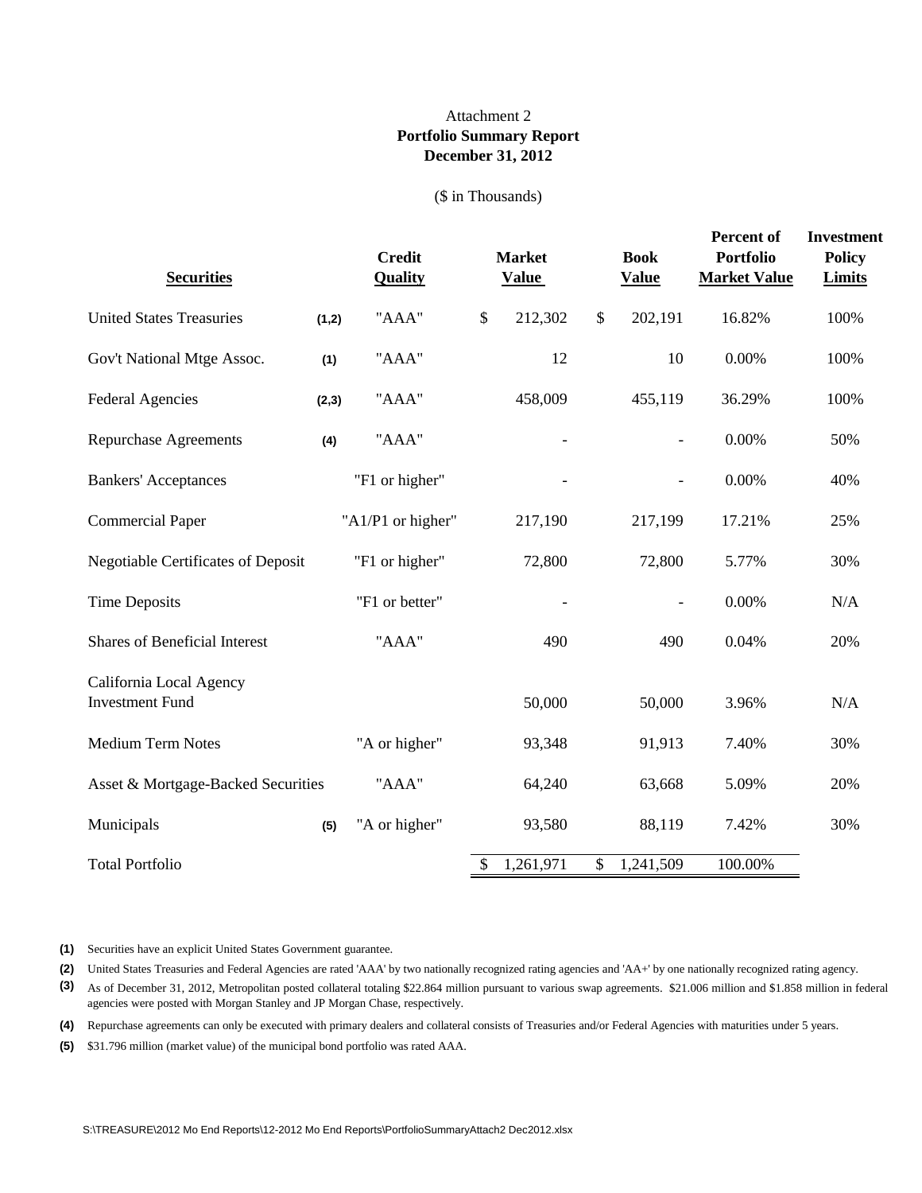Attachment 2

**Portfolio Summary Report**

**December 31, 2012**

($ in Thousands)

| Securities | | Credit Quality | Market Value | Book Value | Percent of Portfolio Market Value | Investment Policy Limits |
|---|---|---|---|---|---|---|
| United States Treasuries | (1,2) | "AAA" | $ 212,302 | $ 202,191 | 16.82% | 100% |
| Gov't National Mtge Assoc. | (1) | "AAA" | 12 | 10 | 0.00% | 100% |
| Federal Agencies | (2,3) | "AAA" | 458,009 | 455,119 | 36.29% | 100% |
| Repurchase Agreements | (4) | "AAA" | - | - | 0.00% | 50% |
| Bankers' Acceptances | | "F1 or higher" | - | - | 0.00% | 40% |
| Commercial Paper | | "A1/P1 or higher" | 217,190 | 217,199 | 17.21% | 25% |
| Negotiable Certificates of Deposit | | "F1 or higher" | 72,800 | 72,800 | 5.77% | 30% |
| Time Deposits | | "F1 or better" | - | - | 0.00% | N/A |
| Shares of Beneficial Interest | | "AAA" | 490 | 490 | 0.04% | 20% |
| California Local Agency Investment Fund | | | 50,000 | 50,000 | 3.96% | N/A |
| Medium Term Notes | | "A or higher" | 93,348 | 91,913 | 7.40% | 30% |
| Asset & Mortgage-Backed Securities | | "AAA" | 64,240 | 63,668 | 5.09% | 20% |
| Municipals | (5) | "A or higher" | 93,580 | 88,119 | 7.42% | 30% |
| Total Portfolio | | | $ 1,261,971 | $ 1,241,509 | 100.00% | |

**(1)** Securities have an explicit United States Government guarantee.

**(2)** United States Treasuries and Federal Agencies are rated 'AAA' by two nationally recognized rating agencies and 'AA+' by one nationally recognized rating agency.

**(3)** As of December 31, 2012, Metropolitan posted collateral totaling $22.864 million pursuant to various swap agreements. $21.006 million and $1.858 million in federal agencies were posted with Morgan Stanley and JP Morgan Chase, respectively.

**(4)** Repurchase agreements can only be executed with primary dealers and collateral consists of Treasuries and/or Federal Agencies with maturities under 5 years.

**(5)** $31.796 million (market value) of the municipal bond portfolio was rated AAA.

S:\TREASURE\2012 Mo End Reports\12-2012 Mo End Reports\PortfolioSummaryAttach2 Dec2012.xlsx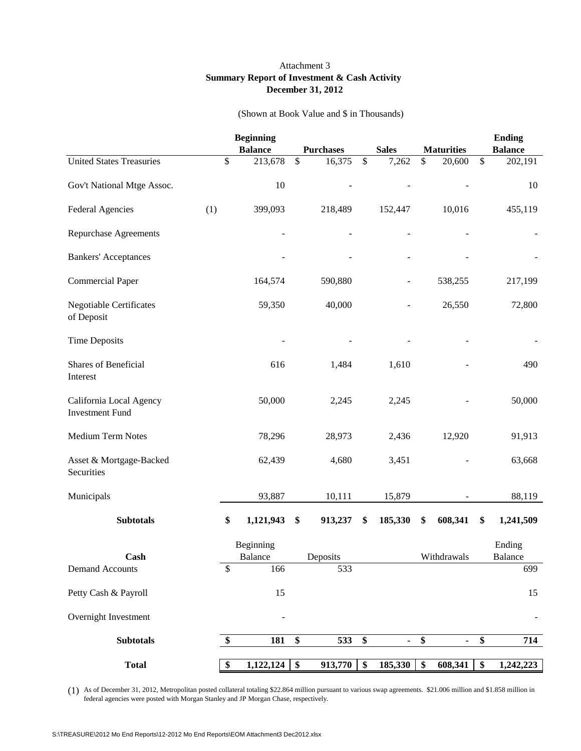Attachment 3

**Summary Report of Investment & Cash Activity**

**December 31, 2012**

(Shown at Book Value and $ in Thousands)

| | | Beginning Balance | Purchases | Sales | Maturities | Ending Balance |
|---|---|---|---|---|---|---|
| United States Treasuries | | $ 213,678 | $ 16,375 | $ 7,262 | $ 20,600 | $ 202,191 |
| Gov't National Mtge Assoc. | | 10 | - | - | - | 10 |
| Federal Agencies | (1) | 399,093 | 218,489 | 152,447 | 10,016 | 455,119 |
| Repurchase Agreements | | - | - | - | - | - |
| Bankers' Acceptances | | - | - | - | - | - |
| Commercial Paper | | 164,574 | 590,880 | - | 538,255 | 217,199 |
| Negotiable Certificates of Deposit | | 59,350 | 40,000 | - | 26,550 | 72,800 |
| Time Deposits | | - | - | - | - | - |
| Shares of Beneficial Interest | | 616 | 1,484 | 1,610 | - | 490 |
| California Local Agency Investment Fund | | 50,000 | 2,245 | 2,245 | - | 50,000 |
| Medium Term Notes | | 78,296 | 28,973 | 2,436 | 12,920 | 91,913 |
| Asset & Mortgage-Backed Securities | | 62,439 | 4,680 | 3,451 | - | 63,668 |
| Municipals | | 93,887 | 10,111 | 15,879 | - | 88,119 |
| **Subtotals** | | **$ 1,121,943** | **$ 913,237** | **$ 185,330** | **$ 608,341** | **$ 1,241,509** |
| **Cash** | | Beginning Balance | Deposits | | Withdrawals | Ending Balance |
| Demand Accounts | | $ 166 | 533 | | | 699 |
| Petty Cash & Payroll | | 15 | | | | 15 |
| Overnight Investment | | - | | | | - |
| **Subtotals** | | **$ 181** | **$ 533** | **$ -** | **$ -** | **$ 714** |
| **Total** | | **$ 1,122,124** | **$ 913,770** | **$ 185,330** | **$ 608,341** | **$ 1,242,223** |

(1) As of December 31, 2012, Metropolitan posted collateral totaling $22.864 million pursuant to various swap agreements. $21.006 million and $1.858 million in federal agencies were posted with Morgan Stanley and JP Morgan Chase, respectively.

S:\TREASURE\2012 Mo End Reports\12-2012 Mo End Reports\EOM Attachment3 Dec2012.xlsx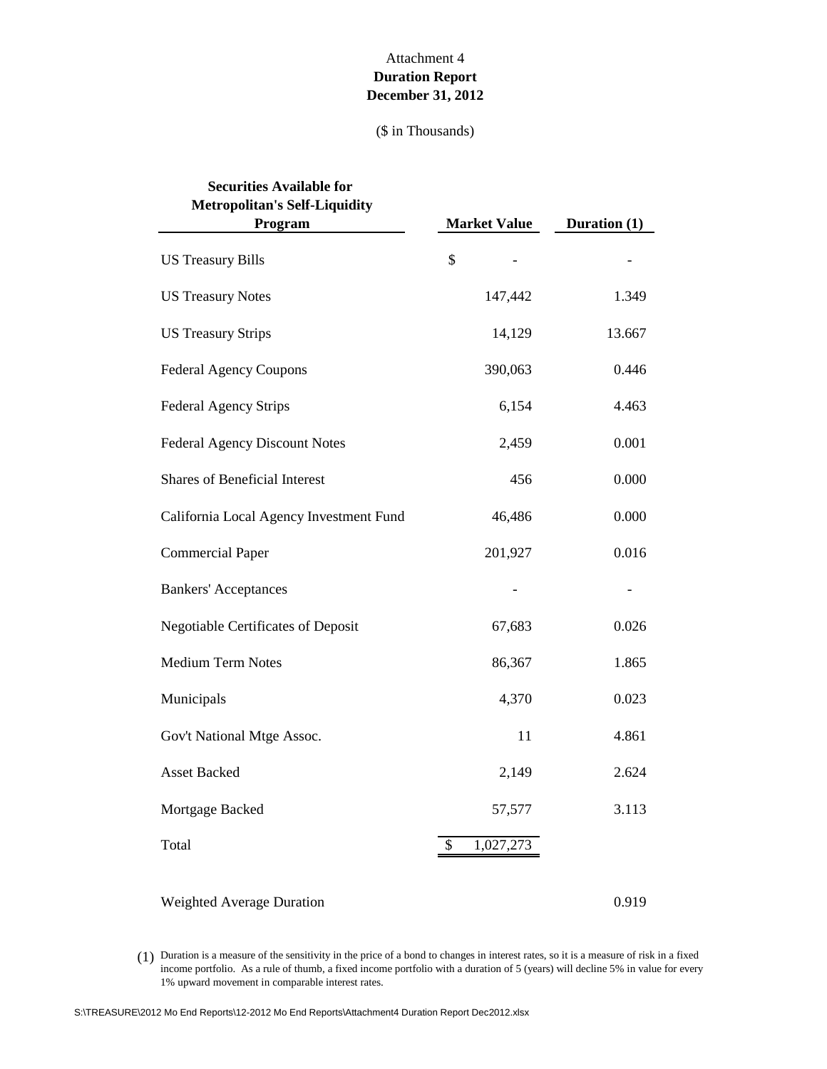Attachment 4

**Duration Report**

**December 31, 2012**

($ in Thousands)

| Securities Available for Metropolitan's Self-Liquidity Program | Market Value | Duration (1) |
|---|---|---|
| US Treasury Bills | $ - | - |
| US Treasury Notes | 147,442 | 1.349 |
| US Treasury Strips | 14,129 | 13.667 |
| Federal Agency Coupons | 390,063 | 0.446 |
| Federal Agency Strips | 6,154 | 4.463 |
| Federal Agency Discount Notes | 2,459 | 0.001 |
| Shares of Beneficial Interest | 456 | 0.000 |
| California Local Agency Investment Fund | 46,486 | 0.000 |
| Commercial Paper | 201,927 | 0.016 |
| Bankers' Acceptances | - | - |
| Negotiable Certificates of Deposit | 67,683 | 0.026 |
| Medium Term Notes | 86,367 | 1.865 |
| Municipals | 4,370 | 0.023 |
| Gov't National Mtge Assoc. | 11 | 4.861 |
| Asset Backed | 2,149 | 2.624 |
| Mortgage Backed | 57,577 | 3.113 |
| Total | $ 1,027,273 | |
| | | |
| Weighted Average Duration | | 0.919 |

(1) Duration is a measure of the sensitivity in the price of a bond to changes in interest rates, so it is a measure of risk in a fixed income portfolio. As a rule of thumb, a fixed income portfolio with a duration of 5 (years) will decline 5% in value for every 1% upward movement in comparable interest rates.

S:\TREASURE\2012 Mo End Reports\12-2012 Mo End Reports\Attachment4 Duration Report Dec2012.xlsx